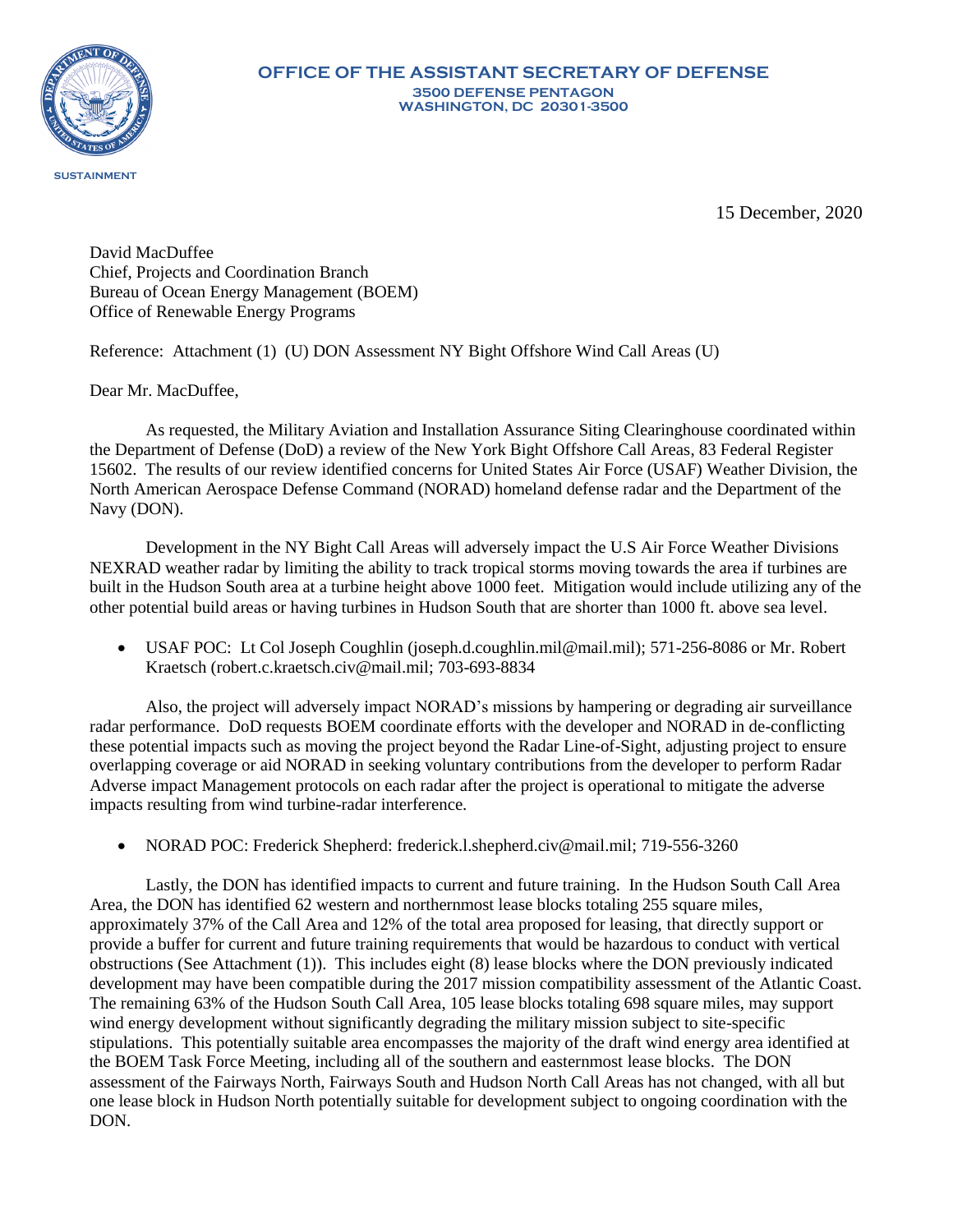**OFFICE OF THE ASSISTANT SECRETARY OF DEFENSE**
**3500 DEFENSE PENTAGON**
**WASHINGTON, DC 20301-3500**

SUSTAINMENT

15 December, 2020

David MacDuffee
Chief, Projects and Coordination Branch
Bureau of Ocean Energy Management (BOEM)
Office of Renewable Energy Programs

Reference: Attachment (1) (U) DON Assessment NY Bight Offshore Wind Call Areas (U)

Dear Mr. MacDuffee,

As requested, the Military Aviation and Installation Assurance Siting Clearinghouse coordinated within the Department of Defense (DoD) a review of the New York Bight Offshore Call Areas, 83 Federal Register 15602. The results of our review identified concerns for United States Air Force (USAF) Weather Division, the North American Aerospace Defense Command (NORAD) homeland defense radar and the Department of the Navy (DON).

Development in the NY Bight Call Areas will adversely impact the U.S Air Force Weather Divisions NEXRAD weather radar by limiting the ability to track tropical storms moving towards the area if turbines are built in the Hudson South area at a turbine height above 1000 feet. Mitigation would include utilizing any of the other potential build areas or having turbines in Hudson South that are shorter than 1000 ft. above sea level.

- USAF POC: Lt Col Joseph Coughlin (joseph.d.coughlin.mil@mail.mil); 571-256-8086 or Mr. Robert Kraetsch (robert.c.kraetsch.civ@mail.mil; 703-693-8834

Also, the project will adversely impact NORAD's missions by hampering or degrading air surveillance radar performance. DoD requests BOEM coordinate efforts with the developer and NORAD in de-conflicting these potential impacts such as moving the project beyond the Radar Line-of-Sight, adjusting project to ensure overlapping coverage or aid NORAD in seeking voluntary contributions from the developer to perform Radar Adverse impact Management protocols on each radar after the project is operational to mitigate the adverse impacts resulting from wind turbine-radar interference.

- NORAD POC: Frederick Shepherd: frederick.l.shepherd.civ@mail.mil; 719-556-3260

Lastly, the DON has identified impacts to current and future training. In the Hudson South Call Area Area, the DON has identified 62 western and northernmost lease blocks totaling 255 square miles, approximately 37% of the Call Area and 12% of the total area proposed for leasing, that directly support or provide a buffer for current and future training requirements that would be hazardous to conduct with vertical obstructions (See Attachment (1)). This includes eight (8) lease blocks where the DON previously indicated development may have been compatible during the 2017 mission compatibility assessment of the Atlantic Coast. The remaining 63% of the Hudson South Call Area, 105 lease blocks totaling 698 square miles, may support wind energy development without significantly degrading the military mission subject to site-specific stipulations. This potentially suitable area encompasses the majority of the draft wind energy area identified at the BOEM Task Force Meeting, including all of the southern and easternmost lease blocks. The DON assessment of the Fairways North, Fairways South and Hudson North Call Areas has not changed, with all but one lease block in Hudson North potentially suitable for development subject to ongoing coordination with the DON.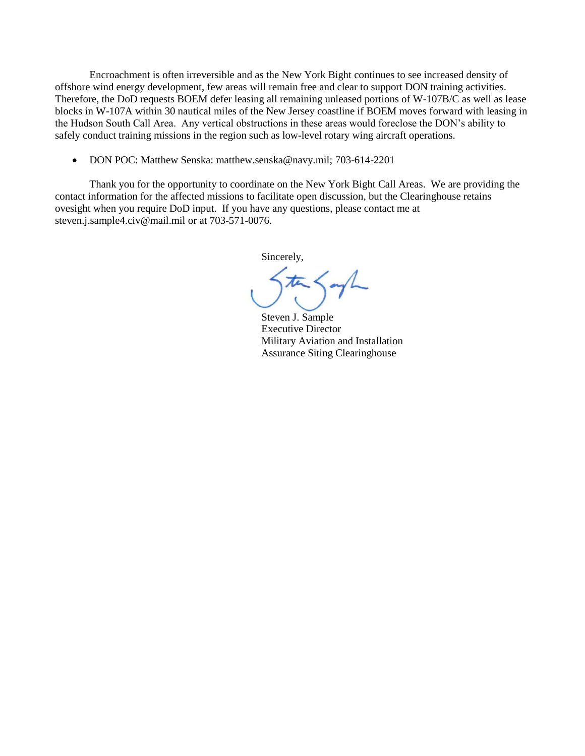Encroachment is often irreversible and as the New York Bight continues to see increased density of offshore wind energy development, few areas will remain free and clear to support DON training activities. Therefore, the DoD requests BOEM defer leasing all remaining unleased portions of W-107B/C as well as lease blocks in W-107A within 30 nautical miles of the New Jersey coastline if BOEM moves forward with leasing in the Hudson South Call Area. Any vertical obstructions in these areas would foreclose the DON's ability to safely conduct training missions in the region such as low-level rotary wing aircraft operations.

- DON POC: Matthew Senska: matthew.senska@navy.mil; 703-614-2201

Thank you for the opportunity to coordinate on the New York Bight Call Areas. We are providing the contact information for the affected missions to facilitate open discussion, but the Clearinghouse retains ovesight when you require DoD input. If you have any questions, please contact me at steven.j.sample4.civ@mail.mil or at 703-571-0076.

Sincerely,

Steven J. Sample
Executive Director
Military Aviation and Installation
Assurance Siting Clearinghouse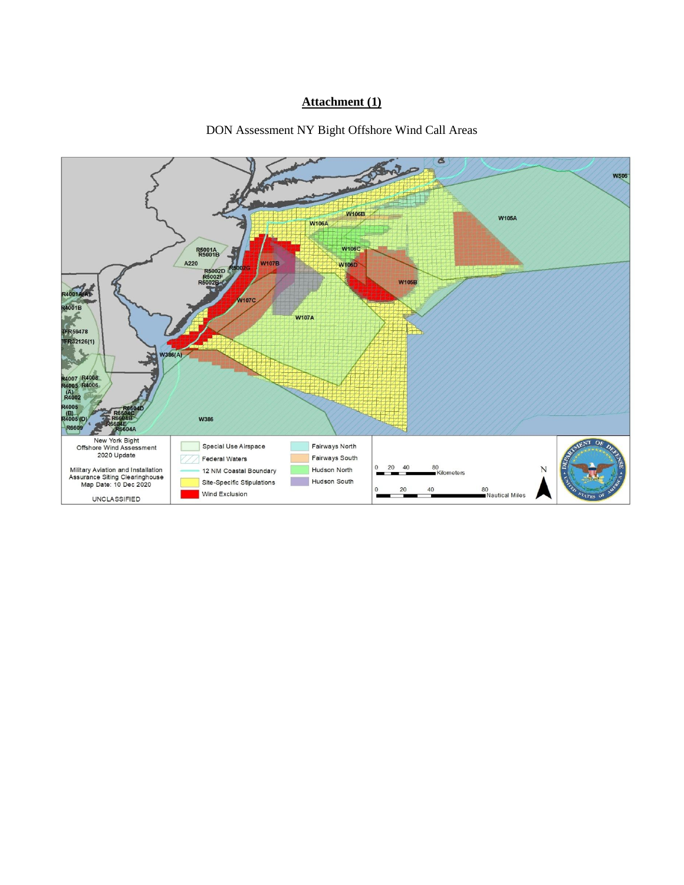**Attachment (1)**

DON Assessment NY Bight Offshore Wind Call Areas

W506
W105A
W106B
W106A
W106C
W106D
W105B
R5001A
R5001B
A220
R5002G
W107B
R5002D
R5002F
R5002B
W107C
W107A
R4001A(A)
R4001B
TFR59478
TFR32126(1)
W386(A)
R4007 R4008
R4005 R4006
(A)
R4002
R4005
(B)
R4005(D)
R6609
R6604D
R6604C
R6604B
R6604E
R6604A
W386

New York Bight
Offshore Wind Assessment
2020 Update

Military Aviation and Installation
Assurance Siting Clearinghouse
Map Date: 10 Dec 2020

UNCLASSIFIED

Special Use Airspace
Federal Waters
12 NM Coastal Boundary
Site-Specific Stipulations
Wind Exclusion
Fairways North
Fairways South
Hudson North
Hudson South

0 20 40 80 Kilometers
0 20 40 80 Nautical Miles
N